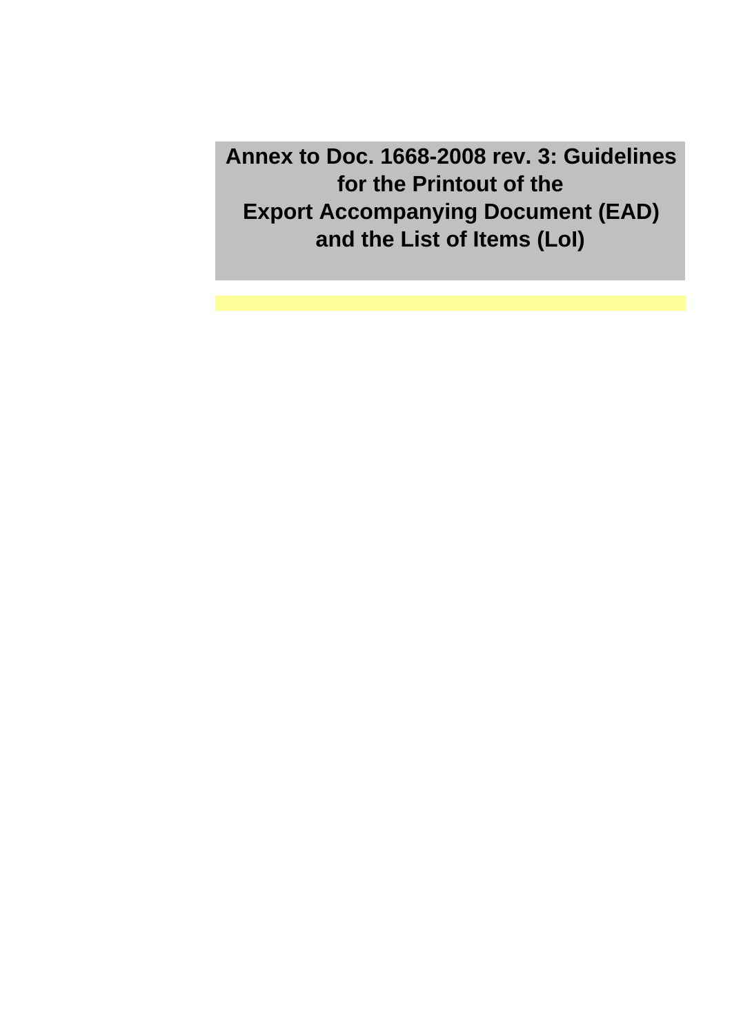# Annex to Doc. 1668-2008 rev. 3: Guidelines for the Printout of the Export Accompanying Document (EAD) and the List of Items (LoI)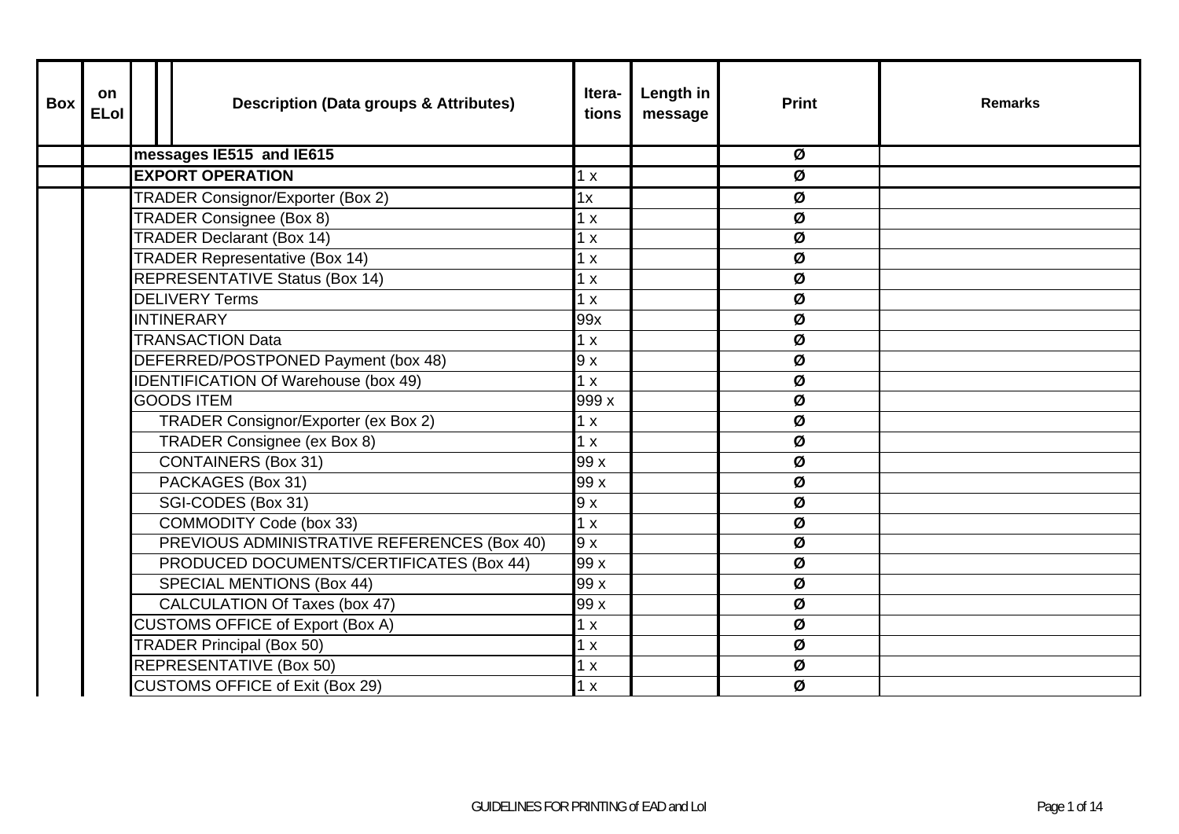| Box | on ELoI | Description (Data groups & Attributes) | Itera-tions | Length in message | Print | Remarks |
|---|---|---|---|---|---|---|
| | | **messages IE515 and IE615** | | | Ø | |
| | | **EXPORT OPERATION** | 1 x | | Ø | |
| | | TRADER Consignor/Exporter (Box 2) | 1x | | Ø | |
| | | TRADER Consignee (Box 8) | 1 x | | Ø | |
| | | TRADER Declarant (Box 14) | 1 x | | Ø | |
| | | TRADER Representative (Box 14) | 1 x | | Ø | |
| | | REPRESENTATIVE Status (Box 14) | 1 x | | Ø | |
| | | DELIVERY Terms | 1 x | | Ø | |
| | | INTINERARY | 99x | | Ø | |
| | | TRANSACTION Data | 1 x | | Ø | |
| | | DEFERRED/POSTPONED Payment (box 48) | 9 x | | Ø | |
| | | IDENTIFICATION Of Warehouse (box 49) | 1 x | | Ø | |
| | | GOODS ITEM | 999 x | | Ø | |
| | | TRADER Consignor/Exporter (ex Box 2) | 1 x | | Ø | |
| | | TRADER Consignee (ex Box 8) | 1 x | | Ø | |
| | | CONTAINERS (Box 31) | 99 x | | Ø | |
| | | PACKAGES (Box 31) | 99 x | | Ø | |
| | | SGI-CODES (Box 31) | 9 x | | Ø | |
| | | COMMODITY Code (box 33) | 1 x | | Ø | |
| | | PREVIOUS ADMINISTRATIVE REFERENCES (Box 40) | 9 x | | Ø | |
| | | PRODUCED DOCUMENTS/CERTIFICATES (Box 44) | 99 x | | Ø | |
| | | SPECIAL MENTIONS (Box 44) | 99 x | | Ø | |
| | | CALCULATION Of Taxes (box 47) | 99 x | | Ø | |
| | | CUSTOMS OFFICE of Export (Box A) | 1 x | | Ø | |
| | | TRADER Principal (Box 50) | 1 x | | Ø | |
| | | REPRESENTATIVE (Box 50) | 1 x | | Ø | |
| | | CUSTOMS OFFICE of Exit (Box 29) | 1 x | | Ø | |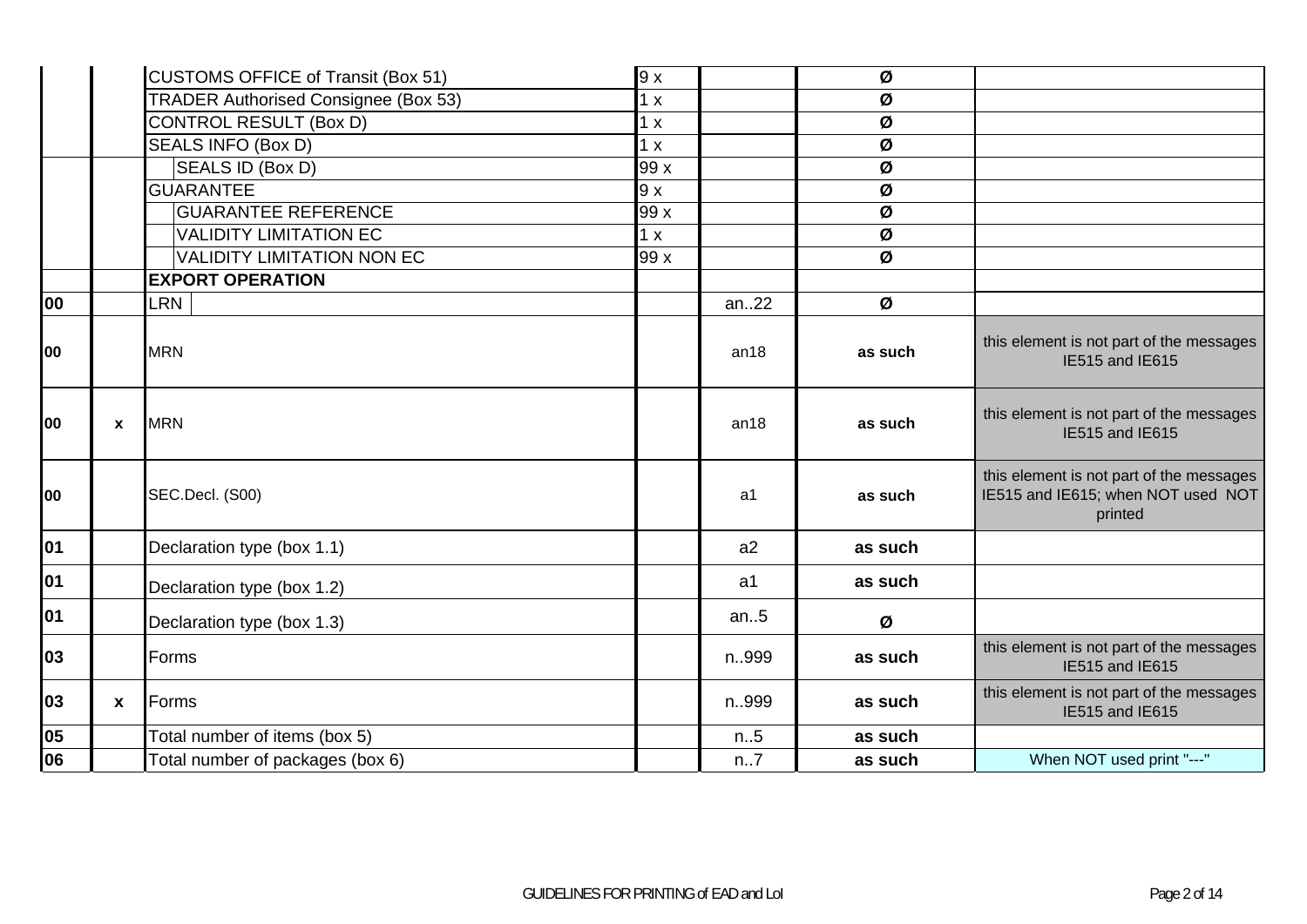| | | | | | | |
|---|---|---|---|---|---|---|
| | | CUSTOMS OFFICE of Transit (Box 51) | 9 x | | Ø | |
| | | TRADER Authorised Consignee (Box 53) | 1 x | | Ø | |
| | | CONTROL RESULT (Box D) | 1 x | | Ø | |
| | | SEALS INFO (Box D) | 1 x | | Ø | |
| | | SEALS ID (Box D) | 99 x | | Ø | |
| | | GUARANTEE | 9 x | | Ø | |
| | | GUARANTEE REFERENCE | 99 x | | Ø | |
| | | VALIDITY LIMITATION EC | 1 x | | Ø | |
| | | VALIDITY LIMITATION NON EC | 99 x | | Ø | |
| | | **EXPORT OPERATION** | | | | |
| 00 | | LRN | | an..22 | Ø | |
| 00 | | MRN | | an18 | **as such** | this element is not part of the messages IE515 and IE615 |
| 00 | x | MRN | | an18 | **as such** | this element is not part of the messages IE515 and IE615 |
| 00 | | SEC.Decl. (S00) | | a1 | **as such** | this element is not part of the messages IE515 and IE615; when NOT used NOT printed |
| 01 | | Declaration type (box 1.1) | | a2 | **as such** | |
| 01 | | Declaration type (box 1.2) | | a1 | **as such** | |
| 01 | | Declaration type (box 1.3) | | an..5 | Ø | |
| 03 | | Forms | | n..999 | **as such** | this element is not part of the messages IE515 and IE615 |
| 03 | x | Forms | | n..999 | **as such** | this element is not part of the messages IE515 and IE615 |
| 05 | | Total number of items (box 5) | | n..5 | **as such** | |
| 06 | | Total number of packages (box 6) | | n..7 | **as such** | When NOT used print "---" |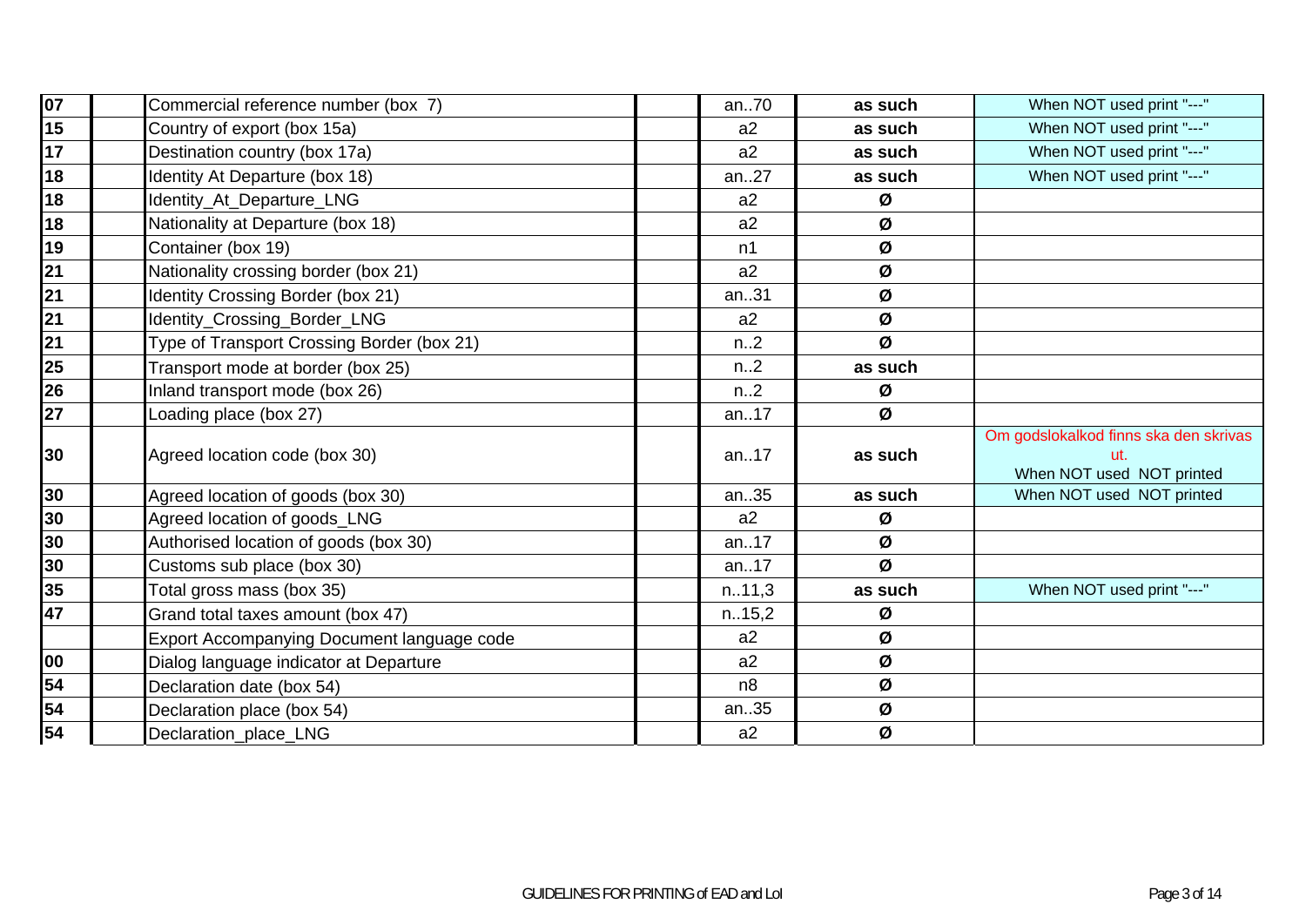| | | | | | | |
|---|---|---|---|---|---|---|
| **07** | | Commercial reference number (box 7) | | an..70 | **as such** | When NOT used print "---" |
| **15** | | Country of export (box 15a) | | a2 | **as such** | When NOT used print "---" |
| **17** | | Destination country (box 17a) | | a2 | **as such** | When NOT used print "---" |
| **18** | | Identity At Departure (box 18) | | an..27 | **as such** | When NOT used print "---" |
| **18** | | Identity_At_Departure_LNG | | a2 | **Ø** | |
| **18** | | Nationality at Departure (box 18) | | a2 | **Ø** | |
| **19** | | Container (box 19) | | n1 | **Ø** | |
| **21** | | Nationality crossing border (box 21) | | a2 | **Ø** | |
| **21** | | Identity Crossing Border (box 21) | | an..31 | **Ø** | |
| **21** | | Identity_Crossing_Border_LNG | | a2 | **Ø** | |
| **21** | | Type of Transport Crossing Border (box 21) | | n..2 | **Ø** | |
| **25** | | Transport mode at border (box 25) | | n..2 | **as such** | |
| **26** | | Inland transport mode (box 26) | | n..2 | **Ø** | |
| **27** | | Loading place (box 27) | | an..17 | **Ø** | |
| **30** | | Agreed location code (box 30) | | an..17 | **as such** | Om godslokalkod finns ska den skrivas ut. When NOT used NOT printed |
| **30** | | Agreed location of goods (box 30) | | an..35 | **as such** | When NOT used NOT printed |
| **30** | | Agreed location of goods_LNG | | a2 | **Ø** | |
| **30** | | Authorised location of goods (box 30) | | an..17 | **Ø** | |
| **30** | | Customs sub place (box 30) | | an..17 | **Ø** | |
| **35** | | Total gross mass (box 35) | | n..11,3 | **as such** | When NOT used print "---" |
| **47** | | Grand total taxes amount (box 47) | | n..15,2 | **Ø** | |
| | | Export Accompanying Document language code | | a2 | **Ø** | |
| **00** | | Dialog language indicator at Departure | | a2 | **Ø** | |
| **54** | | Declaration date (box 54) | | n8 | **Ø** | |
| **54** | | Declaration place (box 54) | | an..35 | **Ø** | |
| **54** | | Declaration_place_LNG | | a2 | **Ø** | |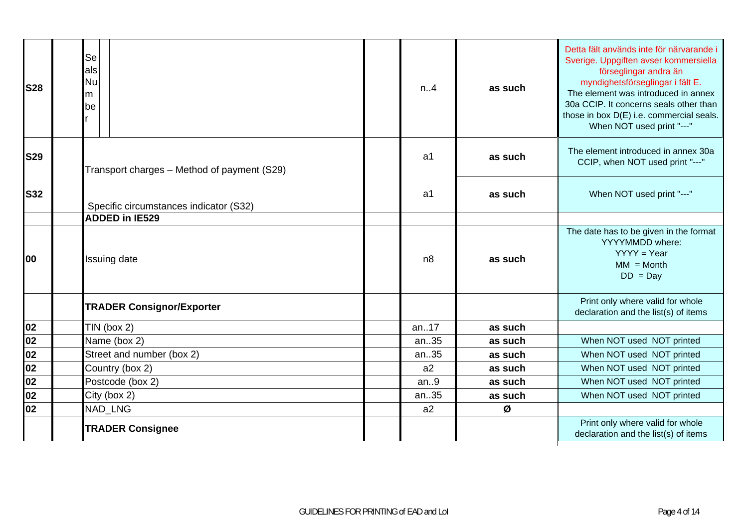| | | | | | | |
|---|---|---|---|---|---|---|
| S28 | | Seals Number | | n..4 | as such | Detta fält används inte för närvarande i Sverige. Uppgiften avser kommersiella förseglingar andra än myndighetsförseglingar i fält E. The element was introduced in annex 30a CCIP. It concerns seals other than those in box D(E) i.e. commercial seals. When NOT used print "---" |
| S29 | | Transport charges – Method of payment (S29) | | a1 | as such | The element introduced in annex 30a CCIP, when NOT used print "---" |
| S32 | | Specific circumstances indicator (S32) | | a1 | as such | When NOT used print "---" |
| | | **ADDED in IE529** | | | | |
| 00 | | Issuing date | | n8 | as such | The date has to be given in the format YYYYMMDD where: YYYY = Year MM = Month DD = Day |
| | | **TRADER Consignor/Exporter** | | | | Print only where valid for whole declaration and the list(s) of items |
| 02 | | TIN (box 2) | | an..17 | as such | |
| 02 | | Name (box 2) | | an..35 | as such | When NOT used NOT printed |
| 02 | | Street and number (box 2) | | an..35 | as such | When NOT used NOT printed |
| 02 | | Country (box 2) | | a2 | as such | When NOT used NOT printed |
| 02 | | Postcode (box 2) | | an..9 | as such | When NOT used NOT printed |
| 02 | | City (box 2) | | an..35 | as such | When NOT used NOT printed |
| 02 | | NAD_LNG | | a2 | Ø | |
| | | **TRADER Consignee** | | | | Print only where valid for whole declaration and the list(s) of items |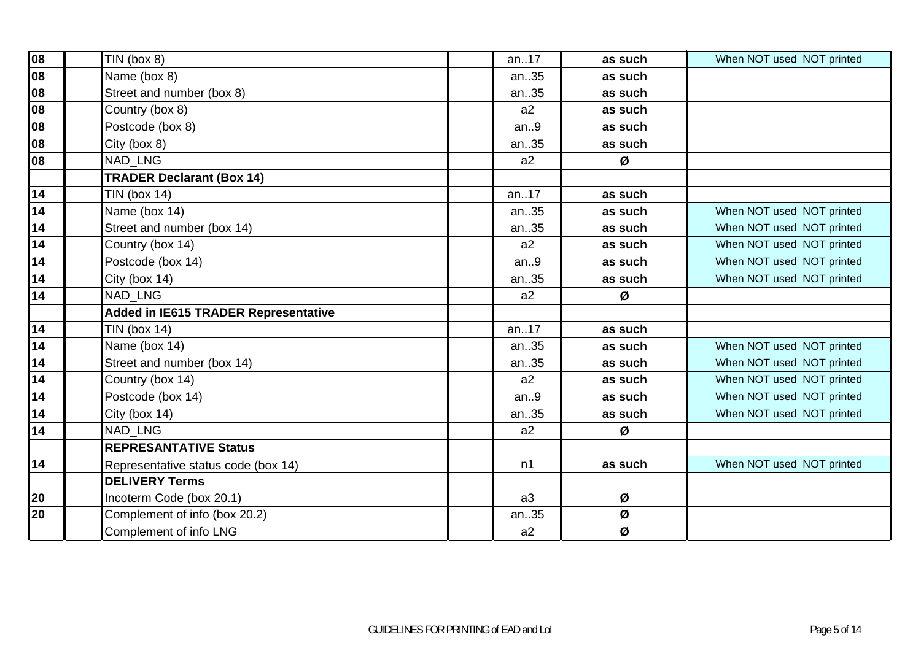| | | | | | | |
|---|---|---|---|---|---|---|
| **08** | | TIN (box 8) | | an..17 | **as such** | When NOT used NOT printed |
| **08** | | Name (box 8) | | an..35 | **as such** | |
| **08** | | Street and number (box 8) | | an..35 | **as such** | |
| **08** | | Country (box 8) | | a2 | **as such** | |
| **08** | | Postcode (box 8) | | an..9 | **as such** | |
| **08** | | City (box 8) | | an..35 | **as such** | |
| **08** | | NAD_LNG | | a2 | **Ø** | |
| | | **TRADER Declarant (Box 14)** | | | | |
| **14** | | TIN (box 14) | | an..17 | **as such** | |
| **14** | | Name (box 14) | | an..35 | **as such** | When NOT used NOT printed |
| **14** | | Street and number (box 14) | | an..35 | **as such** | When NOT used NOT printed |
| **14** | | Country (box 14) | | a2 | **as such** | When NOT used NOT printed |
| **14** | | Postcode (box 14) | | an..9 | **as such** | When NOT used NOT printed |
| **14** | | City (box 14) | | an..35 | **as such** | When NOT used NOT printed |
| **14** | | NAD_LNG | | a2 | **Ø** | |
| | | **Added in IE615 TRADER Representative** | | | | |
| **14** | | TIN (box 14) | | an..17 | **as such** | |
| **14** | | Name (box 14) | | an..35 | **as such** | When NOT used NOT printed |
| **14** | | Street and number (box 14) | | an..35 | **as such** | When NOT used NOT printed |
| **14** | | Country (box 14) | | a2 | **as such** | When NOT used NOT printed |
| **14** | | Postcode (box 14) | | an..9 | **as such** | When NOT used NOT printed |
| **14** | | City (box 14) | | an..35 | **as such** | When NOT used NOT printed |
| **14** | | NAD_LNG | | a2 | **Ø** | |
| | | **REPRESANTATIVE Status** | | | | |
| **14** | | Representative status code (box 14) | | n1 | **as such** | When NOT used NOT printed |
| | | **DELIVERY Terms** | | | | |
| **20** | | Incoterm Code (box 20.1) | | a3 | **Ø** | |
| **20** | | Complement of info (box 20.2) | | an..35 | **Ø** | |
| | | Complement of info LNG | | a2 | **Ø** | |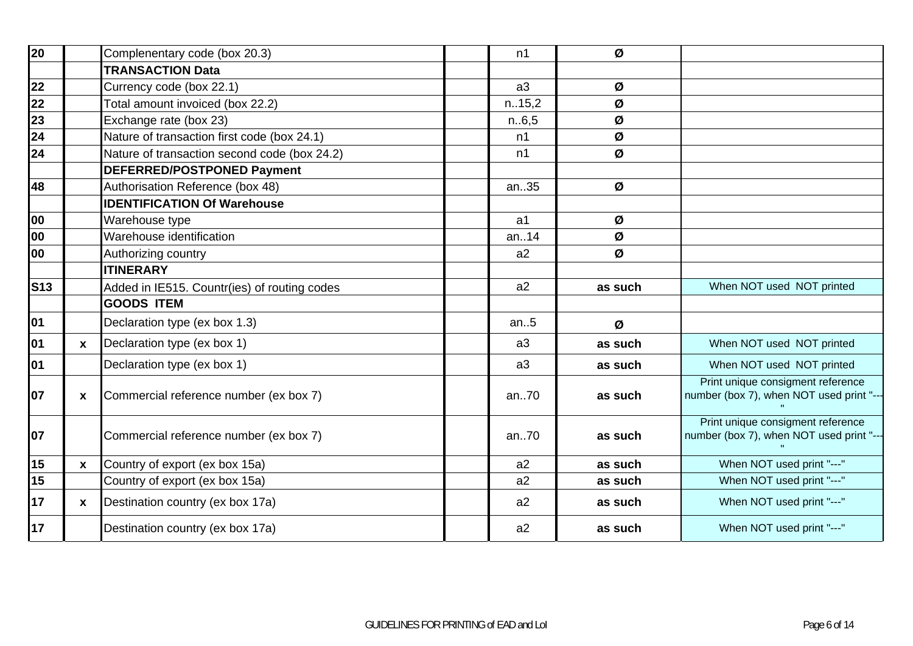| | | | | | | |
|---|---|---|---|---|---|---|
| 20 | | Complenentary code (box 20.3) | | n1 | Ø | |
| | | **TRANSACTION Data** | | | | |
| 22 | | Currency code (box 22.1) | | a3 | Ø | |
| 22 | | Total amount invoiced (box 22.2) | | n..15,2 | Ø | |
| 23 | | Exchange rate (box 23) | | n..6,5 | Ø | |
| 24 | | Nature of transaction first code (box 24.1) | | n1 | Ø | |
| 24 | | Nature of transaction second code (box 24.2) | | n1 | Ø | |
| | | **DEFERRED/POSTPONED Payment** | | | | |
| 48 | | Authorisation Reference (box 48) | | an..35 | Ø | |
| | | **IDENTIFICATION Of Warehouse** | | | | |
| 00 | | Warehouse type | | a1 | Ø | |
| 00 | | Warehouse identification | | an..14 | Ø | |
| 00 | | Authorizing country | | a2 | Ø | |
| | | **ITINERARY** | | | | |
| S13 | | Added in IE515. Countr(ies) of routing codes | | a2 | **as such** | When NOT used NOT printed |
| | | **GOODS ITEM** | | | | |
| 01 | | Declaration type (ex box 1.3) | | an..5 | Ø | |
| 01 | **x** | Declaration type (ex box 1) | | a3 | **as such** | When NOT used NOT printed |
| 01 | | Declaration type (ex box 1) | | a3 | **as such** | When NOT used NOT printed |
| 07 | **x** | Commercial reference number (ex box 7) | | an..70 | **as such** | Print unique consigment reference number (box 7), when NOT used print "---" |
| 07 | | Commercial reference number (ex box 7) | | an..70 | **as such** | Print unique consigment reference number (box 7), when NOT used print "---" |
| 15 | **x** | Country of export (ex box 15a) | | a2 | **as such** | When NOT used print "---" |
| 15 | | Country of export (ex box 15a) | | a2 | **as such** | When NOT used print "---" |
| 17 | **x** | Destination country (ex box 17a) | | a2 | **as such** | When NOT used print "---" |
| 17 | | Destination country (ex box 17a) | | a2 | **as such** | When NOT used print "---" |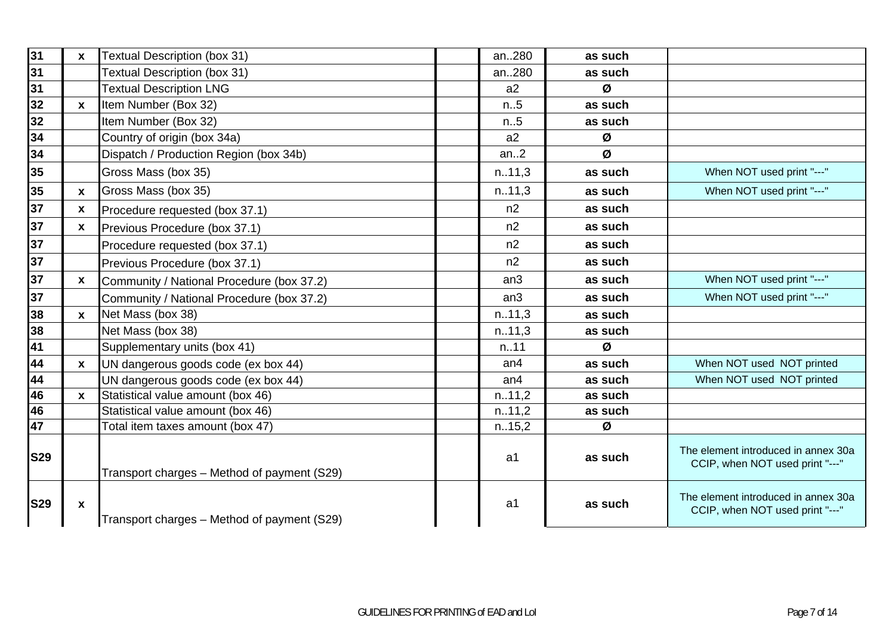| | | | | | | |
|---|---|---|---|---|---|---|
| 31 | x | Textual Description (box 31) | | an..280 | as such | |
| 31 | | Textual Description (box 31) | | an..280 | as such | |
| 31 | | Textual Description LNG | | a2 | Ø | |
| 32 | x | Item Number (Box 32) | | n..5 | as such | |
| 32 | | Item Number (Box 32) | | n..5 | as such | |
| 34 | | Country of origin (box 34a) | | a2 | Ø | |
| 34 | | Dispatch / Production Region (box 34b) | | an..2 | Ø | |
| 35 | | Gross Mass (box 35) | | n..11,3 | as such | When NOT used print "---" |
| 35 | x | Gross Mass (box 35) | | n..11,3 | as such | When NOT used print "---" |
| 37 | x | Procedure requested (box 37.1) | | n2 | as such | |
| 37 | x | Previous Procedure (box 37.1) | | n2 | as such | |
| 37 | | Procedure requested (box 37.1) | | n2 | as such | |
| 37 | | Previous Procedure (box 37.1) | | n2 | as such | |
| 37 | x | Community / National Procedure (box 37.2) | | an3 | as such | When NOT used print "---" |
| 37 | | Community / National Procedure (box 37.2) | | an3 | as such | When NOT used print "---" |
| 38 | x | Net Mass (box 38) | | n..11,3 | as such | |
| 38 | | Net Mass (box 38) | | n..11,3 | as such | |
| 41 | | Supplementary units (box 41) | | n..11 | Ø | |
| 44 | x | UN dangerous goods code (ex box 44) | | an4 | as such | When NOT used NOT printed |
| 44 | | UN dangerous goods code (ex box 44) | | an4 | as such | When NOT used NOT printed |
| 46 | x | Statistical value amount (box 46) | | n..11,2 | as such | |
| 46 | | Statistical value amount (box 46) | | n..11,2 | as such | |
| 47 | | Total item taxes amount (box 47) | | n..15,2 | Ø | |
| S29 | | Transport charges – Method of payment (S29) | | a1 | as such | The element introduced in annex 30a CCIP, when NOT used print "---" |
| S29 | x | Transport charges – Method of payment (S29) | | a1 | as such | The element introduced in annex 30a CCIP, when NOT used print "---" |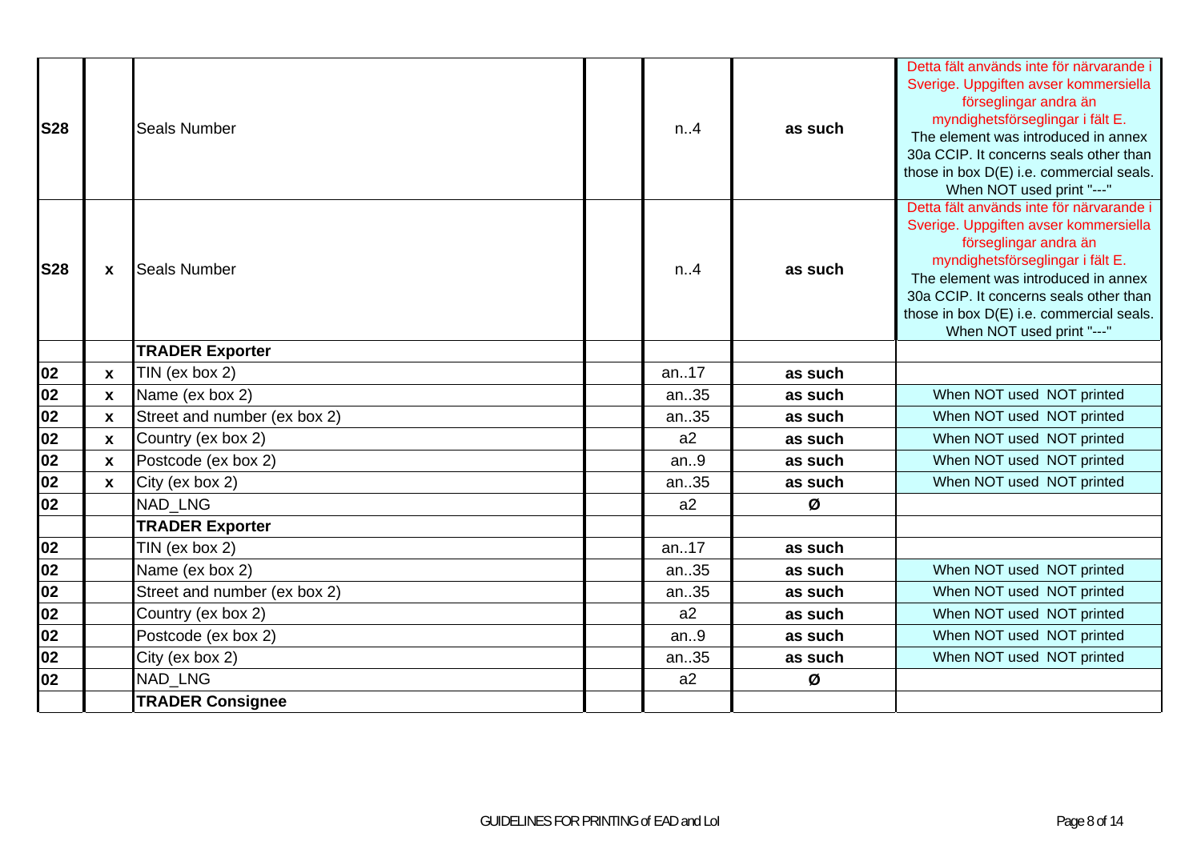| | | | | | | |
|---|---|---|---|---|---|---|
| S28 | | Seals Number | | n..4 | as such | Detta fält används inte för närvarande i Sverige. Uppgiften avser kommersiella förseglingar andra än myndighetsförseglingar i fält E. The element was introduced in annex 30a CCIP. It concerns seals other than those in box D(E) i.e. commercial seals. When NOT used print "---" |
| S28 | x | Seals Number | | n..4 | as such | Detta fält används inte för närvarande i Sverige. Uppgiften avser kommersiella förseglingar andra än myndighetsförseglingar i fält E. The element was introduced in annex 30a CCIP. It concerns seals other than those in box D(E) i.e. commercial seals. When NOT used print "---" |
| | | **TRADER Exporter** | | | | |
| 02 | x | TIN (ex box 2) | | an..17 | as such | |
| 02 | x | Name (ex box 2) | | an..35 | as such | When NOT used NOT printed |
| 02 | x | Street and number (ex box 2) | | an..35 | as such | When NOT used NOT printed |
| 02 | x | Country (ex box 2) | | a2 | as such | When NOT used NOT printed |
| 02 | x | Postcode (ex box 2) | | an..9 | as such | When NOT used NOT printed |
| 02 | x | City (ex box 2) | | an..35 | as such | When NOT used NOT printed |
| 02 | | NAD_LNG | | a2 | Ø | |
| | | **TRADER Exporter** | | | | |
| 02 | | TIN (ex box 2) | | an..17 | as such | |
| 02 | | Name (ex box 2) | | an..35 | as such | When NOT used NOT printed |
| 02 | | Street and number (ex box 2) | | an..35 | as such | When NOT used NOT printed |
| 02 | | Country (ex box 2) | | a2 | as such | When NOT used NOT printed |
| 02 | | Postcode (ex box 2) | | an..9 | as such | When NOT used NOT printed |
| 02 | | City (ex box 2) | | an..35 | as such | When NOT used NOT printed |
| 02 | | NAD_LNG | | a2 | Ø | |
| | | **TRADER Consignee** | | | | |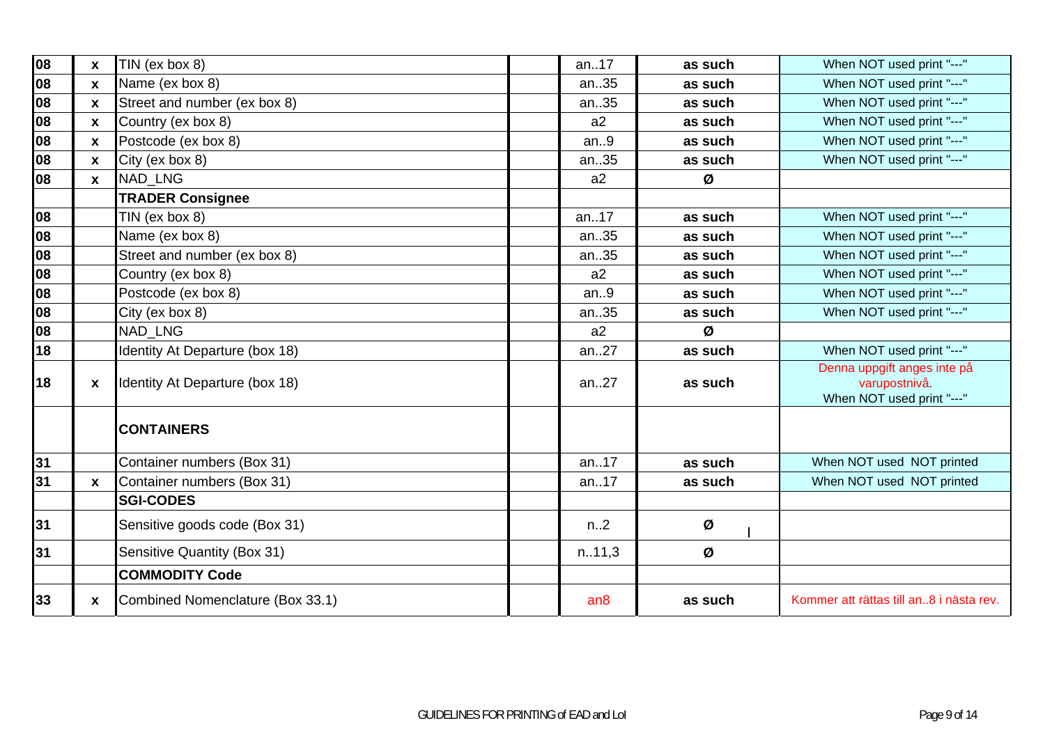| | | | | | | |
|---|---|---|---|---|---|---|
| 08 | x | TIN (ex box 8) | | an..17 | as such | When NOT used print "---" |
| 08 | x | Name (ex box 8) | | an..35 | as such | When NOT used print "---" |
| 08 | x | Street and number (ex box 8) | | an..35 | as such | When NOT used print "---" |
| 08 | x | Country (ex box 8) | | a2 | as such | When NOT used print "---" |
| 08 | x | Postcode (ex box 8) | | an..9 | as such | When NOT used print "---" |
| 08 | x | City (ex box 8) | | an..35 | as such | When NOT used print "---" |
| 08 | x | NAD_LNG | | a2 | Ø | |
| | | **TRADER Consignee** | | | | |
| 08 | | TIN (ex box 8) | | an..17 | as such | When NOT used print "---" |
| 08 | | Name (ex box 8) | | an..35 | as such | When NOT used print "---" |
| 08 | | Street and number (ex box 8) | | an..35 | as such | When NOT used print "---" |
| 08 | | Country (ex box 8) | | a2 | as such | When NOT used print "---" |
| 08 | | Postcode (ex box 8) | | an..9 | as such | When NOT used print "---" |
| 08 | | City (ex box 8) | | an..35 | as such | When NOT used print "---" |
| 08 | | NAD_LNG | | a2 | Ø | |
| 18 | | Identity At Departure (box 18) | | an..27 | as such | When NOT used print "---" |
| 18 | x | Identity At Departure (box 18) | | an..27 | as such | Denna uppgift anges inte på varupostnivå. When NOT used print "---" |
| | | **CONTAINERS** | | | | |
| 31 | | Container numbers (Box 31) | | an..17 | as such | When NOT used NOT printed |
| 31 | x | Container numbers (Box 31) | | an..17 | as such | When NOT used NOT printed |
| | | **SGI-CODES** | | | | |
| 31 | | Sensitive goods code (Box 31) | | n..2 | Ø | |
| 31 | | Sensitive Quantity (Box 31) | | n..11,3 | Ø | |
| | | **COMMODITY Code** | | | | |
| 33 | x | Combined Nomenclature (Box 33.1) | | an8 | as such | Kommer att rättas till an..8 i nästa rev. |

GUIDELINES FOR PRINTING of EAD and LoI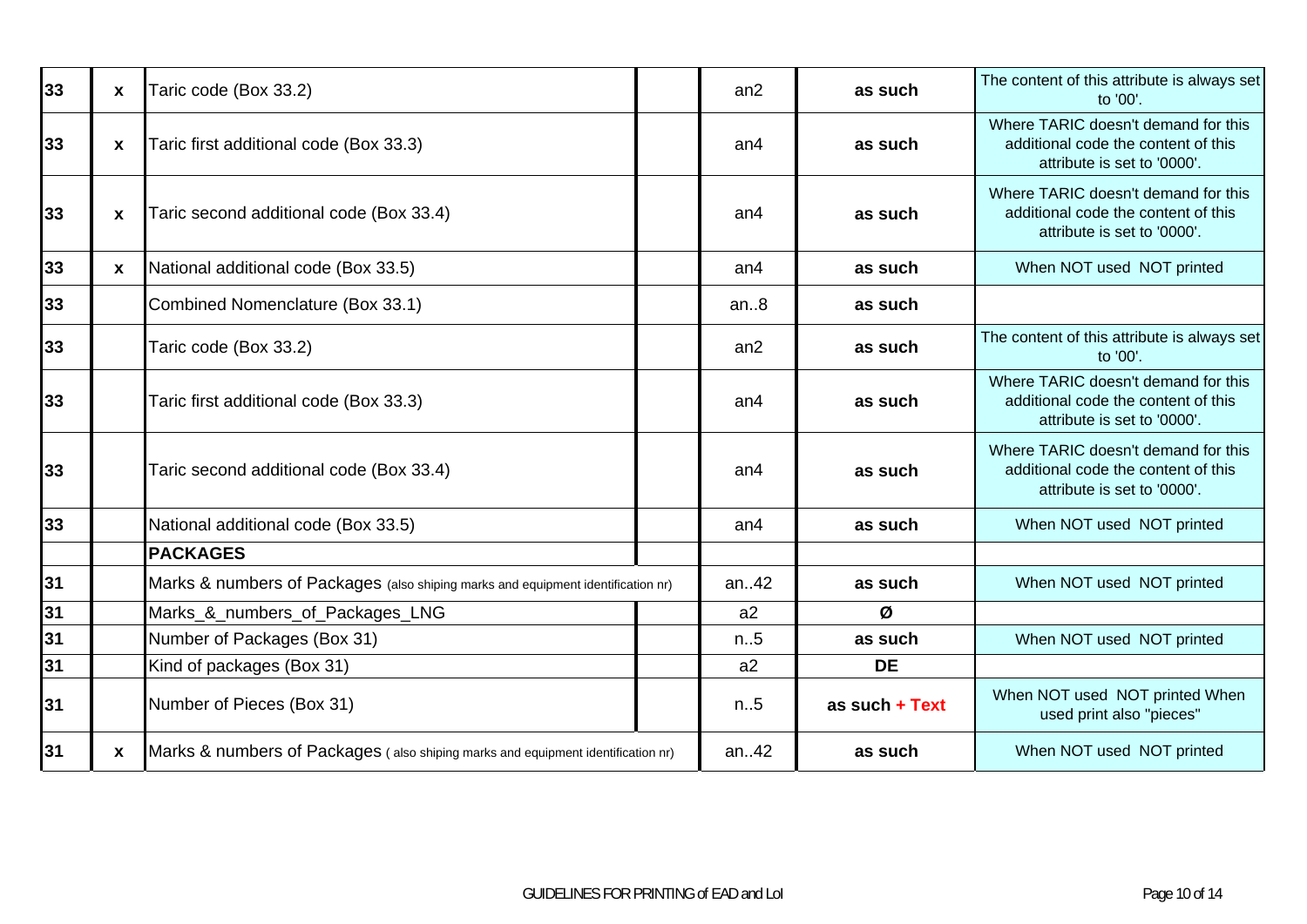| | | | | | | |
|---|---|---|---|---|---|---|
| 33 | x | Taric code (Box 33.2) | | an2 | as such | The content of this attribute is always set to '00'. |
| 33 | x | Taric first additional code (Box 33.3) | | an4 | as such | Where TARIC doesn't demand for this additional code the content of this attribute is set to '0000'. |
| 33 | x | Taric second additional code (Box 33.4) | | an4 | as such | Where TARIC doesn't demand for this additional code the content of this attribute is set to '0000'. |
| 33 | x | National additional code (Box 33.5) | | an4 | as such | When NOT used NOT printed |
| 33 | | Combined Nomenclature (Box 33.1) | | an..8 | as such | |
| 33 | | Taric code (Box 33.2) | | an2 | as such | The content of this attribute is always set to '00'. |
| 33 | | Taric first additional code (Box 33.3) | | an4 | as such | Where TARIC doesn't demand for this additional code the content of this attribute is set to '0000'. |
| 33 | | Taric second additional code (Box 33.4) | | an4 | as such | Where TARIC doesn't demand for this additional code the content of this attribute is set to '0000'. |
| 33 | | National additional code (Box 33.5) | | an4 | as such | When NOT used NOT printed |
| | | **PACKAGES** | | | | |
| 31 | | Marks & numbers of Packages (also shiping marks and equipment identification nr) | | an..42 | as such | When NOT used NOT printed |
| 31 | | Marks_&_numbers_of_Packages_LNG | | a2 | Ø | |
| 31 | | Number of Packages (Box 31) | | n..5 | as such | When NOT used NOT printed |
| 31 | | Kind of packages (Box 31) | | a2 | DE | |
| 31 | | Number of Pieces (Box 31) | | n..5 | as such + Text | When NOT used NOT printed When used print also "pieces" |
| 31 | x | Marks & numbers of Packages ( also shiping marks and equipment identification nr) | | an..42 | as such | When NOT used NOT printed |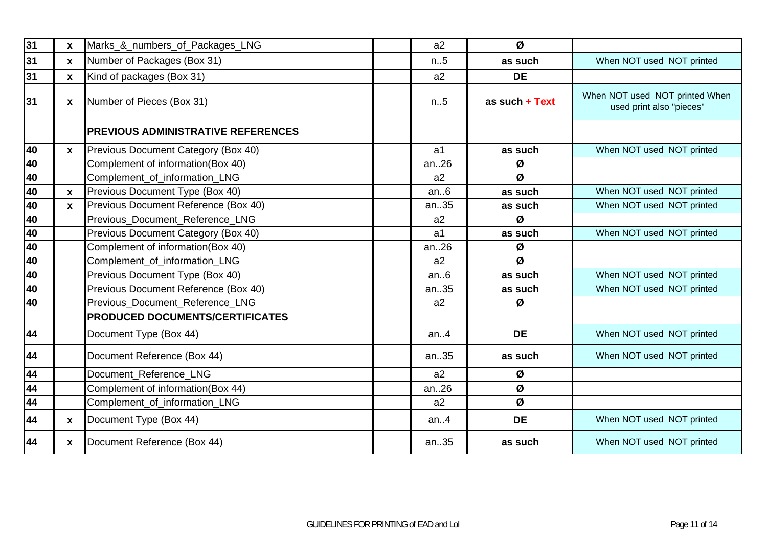| | | | | | | |
|---|---|---|---|---|---|---|
| 31 | x | Marks_&_numbers_of_Packages_LNG | | a2 | Ø | |
| 31 | x | Number of Packages (Box 31) | | n..5 | **as such** | When NOT used NOT printed |
| 31 | x | Kind of packages (Box 31) | | a2 | **DE** | |
| 31 | x | Number of Pieces (Box 31) | | n..5 | **as such + Text** | When NOT used NOT printed When used print also "pieces" |
| | | **PREVIOUS ADMINISTRATIVE REFERENCES** | | | | |
| 40 | x | Previous Document Category (Box 40) | | a1 | **as such** | When NOT used NOT printed |
| 40 | | Complement of information(Box 40) | | an..26 | Ø | |
| 40 | | Complement_of_information_LNG | | a2 | Ø | |
| 40 | x | Previous Document Type (Box 40) | | an..6 | **as such** | When NOT used NOT printed |
| 40 | x | Previous Document Reference (Box 40) | | an..35 | **as such** | When NOT used NOT printed |
| 40 | | Previous_Document_Reference_LNG | | a2 | Ø | |
| 40 | | Previous Document Category (Box 40) | | a1 | **as such** | When NOT used NOT printed |
| 40 | | Complement of information(Box 40) | | an..26 | Ø | |
| 40 | | Complement_of_information_LNG | | a2 | Ø | |
| 40 | | Previous Document Type (Box 40) | | an..6 | **as such** | When NOT used NOT printed |
| 40 | | Previous Document Reference (Box 40) | | an..35 | **as such** | When NOT used NOT printed |
| 40 | | Previous_Document_Reference_LNG | | a2 | Ø | |
| | | **PRODUCED DOCUMENTS/CERTIFICATES** | | | | |
| 44 | | Document Type (Box 44) | | an..4 | **DE** | When NOT used NOT printed |
| 44 | | Document Reference (Box 44) | | an..35 | **as such** | When NOT used NOT printed |
| 44 | | Document_Reference_LNG | | a2 | Ø | |
| 44 | | Complement of information(Box 44) | | an..26 | Ø | |
| 44 | | Complement_of_information_LNG | | a2 | Ø | |
| 44 | x | Document Type (Box 44) | | an..4 | **DE** | When NOT used NOT printed |
| 44 | x | Document Reference (Box 44) | | an..35 | **as such** | When NOT used NOT printed |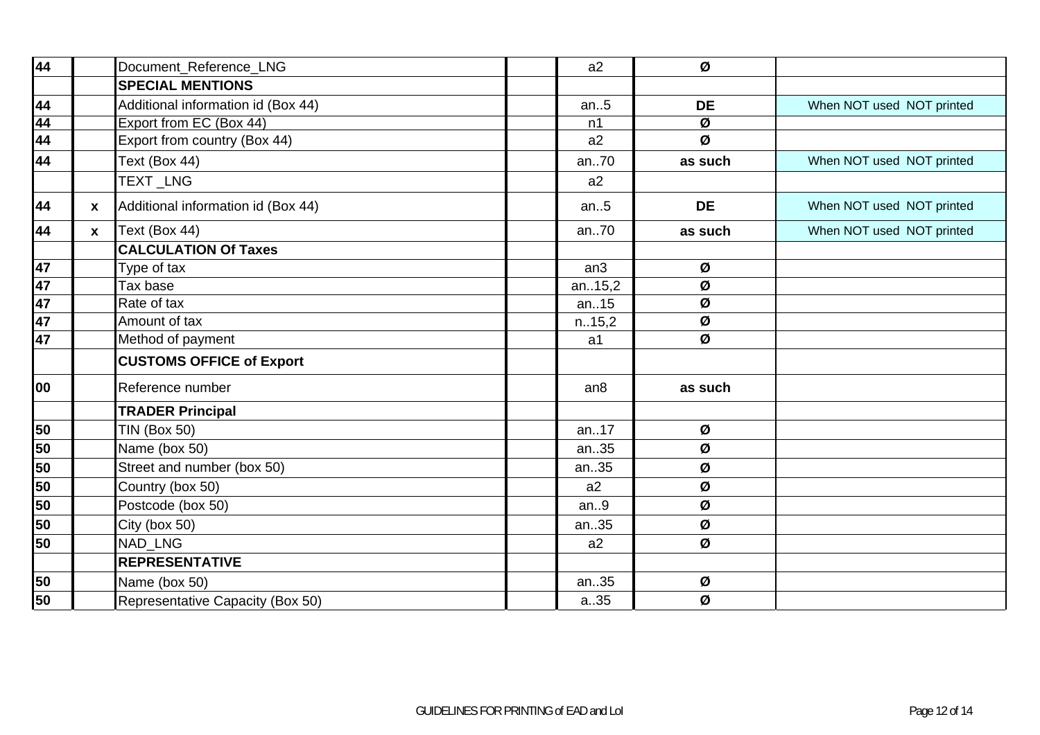| | | | | | | |
|---|---|---|---|---|---|---|
| 44 | | Document_Reference_LNG | | a2 | Ø | |
| | | **SPECIAL MENTIONS** | | | | |
| 44 | | Additional information id (Box 44) | | an..5 | **DE** | When NOT used NOT printed |
| 44 | | Export from EC (Box 44) | | n1 | Ø | |
| 44 | | Export from country (Box 44) | | a2 | Ø | |
| 44 | | Text (Box 44) | | an..70 | **as such** | When NOT used NOT printed |
| | | TEXT _LNG | | a2 | | |
| 44 | **x** | Additional information id (Box 44) | | an..5 | **DE** | When NOT used NOT printed |
| 44 | **x** | Text (Box 44) | | an..70 | **as such** | When NOT used NOT printed |
| | | **CALCULATION Of Taxes** | | | | |
| 47 | | Type of tax | | an3 | Ø | |
| 47 | | Tax base | | an..15,2 | Ø | |
| 47 | | Rate of tax | | an..15 | Ø | |
| 47 | | Amount of tax | | n..15,2 | Ø | |
| 47 | | Method of payment | | a1 | Ø | |
| | | **CUSTOMS OFFICE of Export** | | | | |
| 00 | | Reference number | | an8 | **as such** | |
| | | **TRADER Principal** | | | | |
| 50 | | TIN (Box 50) | | an..17 | Ø | |
| 50 | | Name (box 50) | | an..35 | Ø | |
| 50 | | Street and number (box 50) | | an..35 | Ø | |
| 50 | | Country (box 50) | | a2 | Ø | |
| 50 | | Postcode (box 50) | | an..9 | Ø | |
| 50 | | City (box 50) | | an..35 | Ø | |
| 50 | | NAD_LNG | | a2 | Ø | |
| | | **REPRESENTATIVE** | | | | |
| 50 | | Name (box 50) | | an..35 | Ø | |
| 50 | | Representative Capacity (Box 50) | | a..35 | Ø | |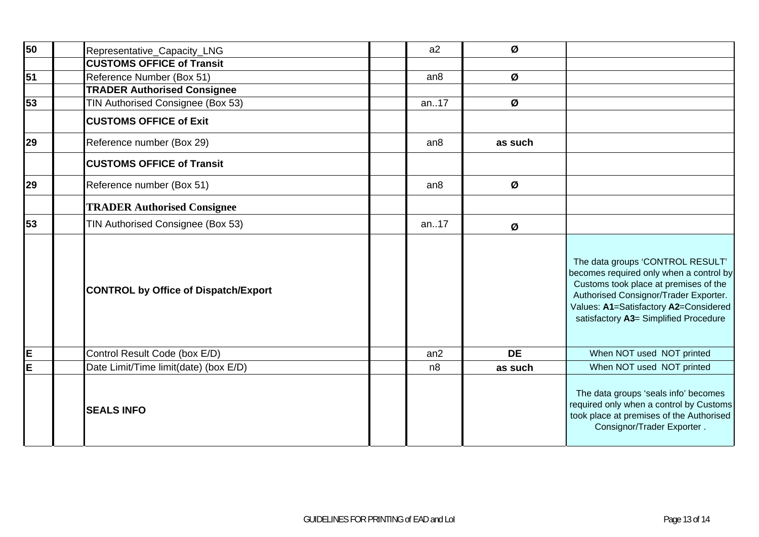| | | | | | | |
|---|---|---|---|---|---|---|
| **50** | | Representative_Capacity_LNG | | a2 | Ø | |
| | | **CUSTOMS OFFICE of Transit** | | | | |
| **51** | | Reference Number (Box 51) | | an8 | Ø | |
| | | **TRADER Authorised Consignee** | | | | |
| **53** | | TIN Authorised Consignee (Box 53) | | an..17 | Ø | |
| | | **CUSTOMS OFFICE of Exit** | | | | |
| **29** | | Reference number (Box 29) | | an8 | **as such** | |
| | | **CUSTOMS OFFICE of Transit** | | | | |
| **29** | | Reference number (Box 51) | | an8 | Ø | |
| | | **TRADER Authorised Consignee** | | | | |
| **53** | | TIN Authorised Consignee (Box 53) | | an..17 | Ø | |
| | | **CONTROL by Office of Dispatch/Export** | | | | The data groups 'CONTROL RESULT' becomes required only when a control by Customs took place at premises of the Authorised Consignor/Trader Exporter. Values: **A1**=Satisfactory **A2**=Considered satisfactory **A3**= Simplified Procedure |
| **E** | | Control Result Code (box E/D) | | an2 | **DE** | When NOT used NOT printed |
| **E** | | Date Limit/Time limit(date) (box E/D) | | n8 | **as such** | When NOT used NOT printed |
| | | **SEALS INFO** | | | | The data groups 'seals info' becomes required only when a control by Customs took place at premises of the Authorised Consignor/Trader Exporter . |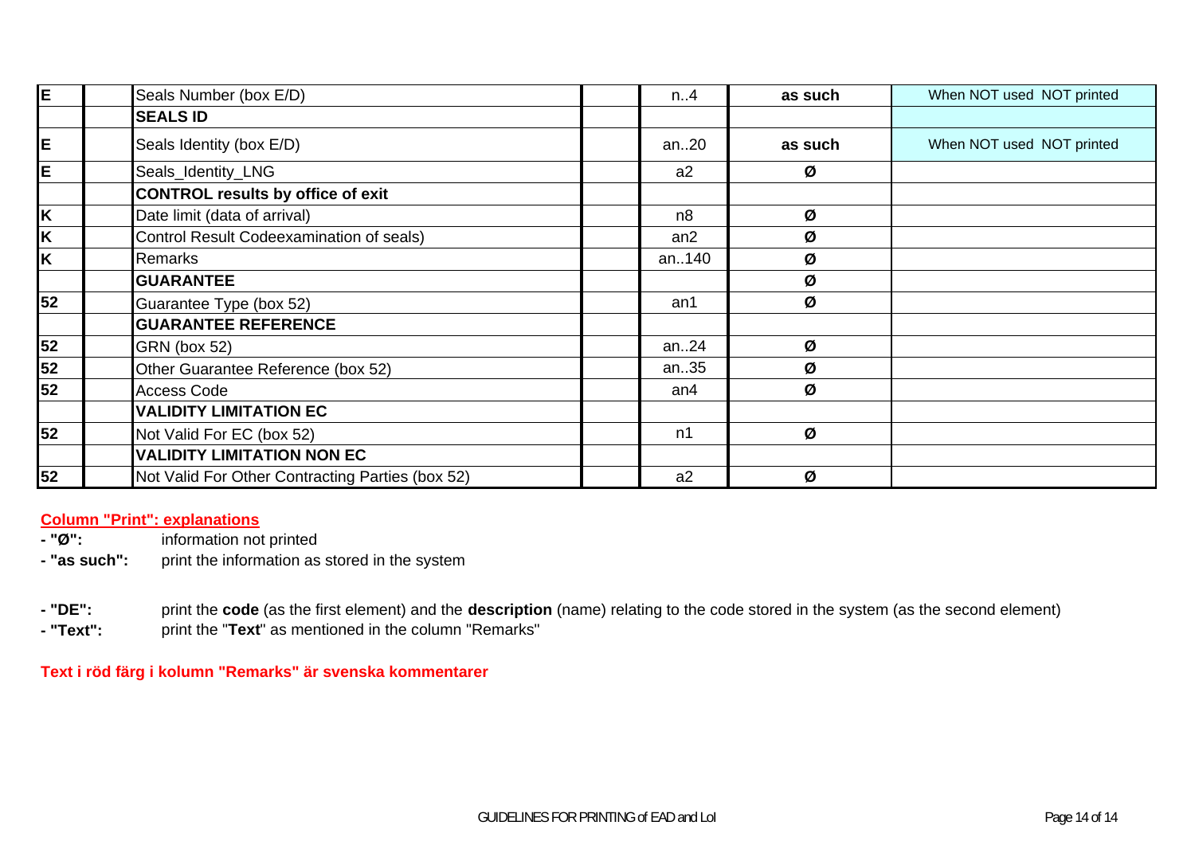| | | | | | | |
|---|---|---|---|---|---|---|
| **E** | | Seals Number (box E/D) | | n..4 | **as such** | When NOT used NOT printed |
| | | **SEALS ID** | | | | |
| **E** | | Seals Identity (box E/D) | | an..20 | **as such** | When NOT used NOT printed |
| **E** | | Seals_Identity_LNG | | a2 | **Ø** | |
| | | **CONTROL results by office of exit** | | | | |
| **K** | | Date limit (data of arrival) | | n8 | **Ø** | |
| **K** | | Control Result Codeexamination of seals) | | an2 | **Ø** | |
| **K** | | Remarks | | an..140 | **Ø** | |
| | | **GUARANTEE** | | | **Ø** | |
| **52** | | Guarantee Type (box 52) | | an1 | **Ø** | |
| | | **GUARANTEE REFERENCE** | | | | |
| **52** | | GRN (box 52) | | an..24 | **Ø** | |
| **52** | | Other Guarantee Reference (box 52) | | an..35 | **Ø** | |
| **52** | | Access Code | | an4 | **Ø** | |
| | | **VALIDITY LIMITATION EC** | | | | |
| **52** | | Not Valid For EC (box 52) | | n1 | **Ø** | |
| | | **VALIDITY LIMITATION NON EC** | | | | |
| **52** | | Not Valid For Other Contracting Parties (box 52) | | a2 | **Ø** | |

**Column "Print": explanations**

- **"Ø":** information not printed
- **"as such":** print the information as stored in the system

- **"DE":** print the **code** (as the first element) and the **description** (name) relating to the code stored in the system (as the second element)
- **"Text":** print the "**Text**" as mentioned in the column "Remarks"

**Text i röd färg i kolumn "Remarks" är svenska kommentarer**